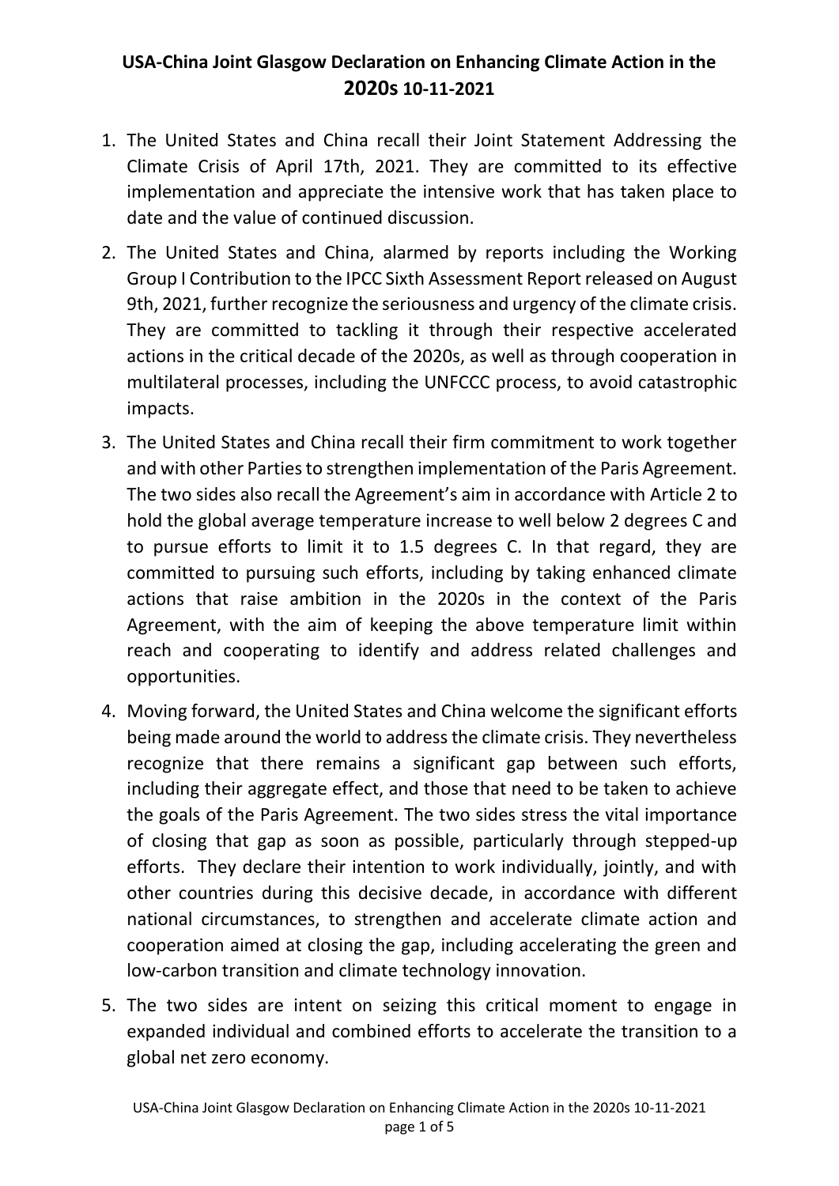# USA-China Joint Glasgow Declaration on Enhancing Climate Action in the 2020s 10-11-2021

1. The United States and China recall their Joint Statement Addressing the Climate Crisis of April 17th, 2021. They are committed to its effective implementation and appreciate the intensive work that has taken place to date and the value of continued discussion.

2. The United States and China, alarmed by reports including the Working Group I Contribution to the IPCC Sixth Assessment Report released on August 9th, 2021, further recognize the seriousness and urgency of the climate crisis. They are committed to tackling it through their respective accelerated actions in the critical decade of the 2020s, as well as through cooperation in multilateral processes, including the UNFCCC process, to avoid catastrophic impacts.

3. The United States and China recall their firm commitment to work together and with other Parties to strengthen implementation of the Paris Agreement. The two sides also recall the Agreement's aim in accordance with Article 2 to hold the global average temperature increase to well below 2 degrees C and to pursue efforts to limit it to 1.5 degrees C. In that regard, they are committed to pursuing such efforts, including by taking enhanced climate actions that raise ambition in the 2020s in the context of the Paris Agreement, with the aim of keeping the above temperature limit within reach and cooperating to identify and address related challenges and opportunities.

4. Moving forward, the United States and China welcome the significant efforts being made around the world to address the climate crisis. They nevertheless recognize that there remains a significant gap between such efforts, including their aggregate effect, and those that need to be taken to achieve the goals of the Paris Agreement. The two sides stress the vital importance of closing that gap as soon as possible, particularly through stepped-up efforts. They declare their intention to work individually, jointly, and with other countries during this decisive decade, in accordance with different national circumstances, to strengthen and accelerate climate action and cooperation aimed at closing the gap, including accelerating the green and low-carbon transition and climate technology innovation.

5. The two sides are intent on seizing this critical moment to engage in expanded individual and combined efforts to accelerate the transition to a global net zero economy.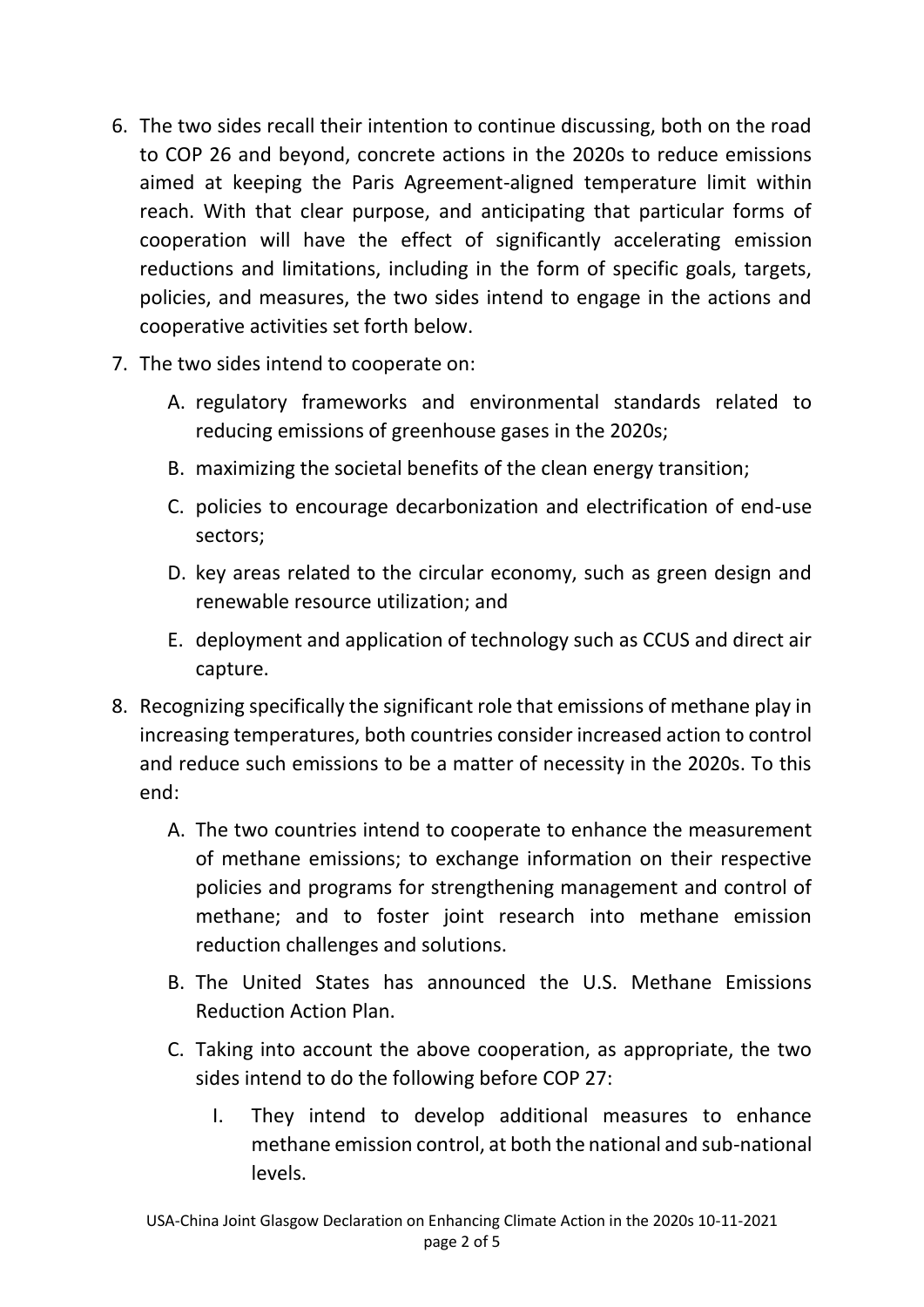6. The two sides recall their intention to continue discussing, both on the road to COP 26 and beyond, concrete actions in the 2020s to reduce emissions aimed at keeping the Paris Agreement-aligned temperature limit within reach. With that clear purpose, and anticipating that particular forms of cooperation will have the effect of significantly accelerating emission reductions and limitations, including in the form of specific goals, targets, policies, and measures, the two sides intend to engage in the actions and cooperative activities set forth below.

7. The two sides intend to cooperate on:

    A. regulatory frameworks and environmental standards related to reducing emissions of greenhouse gases in the 2020s;

    B. maximizing the societal benefits of the clean energy transition;

    C. policies to encourage decarbonization and electrification of end-use sectors;

    D. key areas related to the circular economy, such as green design and renewable resource utilization; and

    E. deployment and application of technology such as CCUS and direct air capture.

8. Recognizing specifically the significant role that emissions of methane play in increasing temperatures, both countries consider increased action to control and reduce such emissions to be a matter of necessity in the 2020s. To this end:

    A. The two countries intend to cooperate to enhance the measurement of methane emissions; to exchange information on their respective policies and programs for strengthening management and control of methane; and to foster joint research into methane emission reduction challenges and solutions.

    B. The United States has announced the U.S. Methane Emissions Reduction Action Plan.

    C. Taking into account the above cooperation, as appropriate, the two sides intend to do the following before COP 27:

        I. They intend to develop additional measures to enhance methane emission control, at both the national and sub-national levels.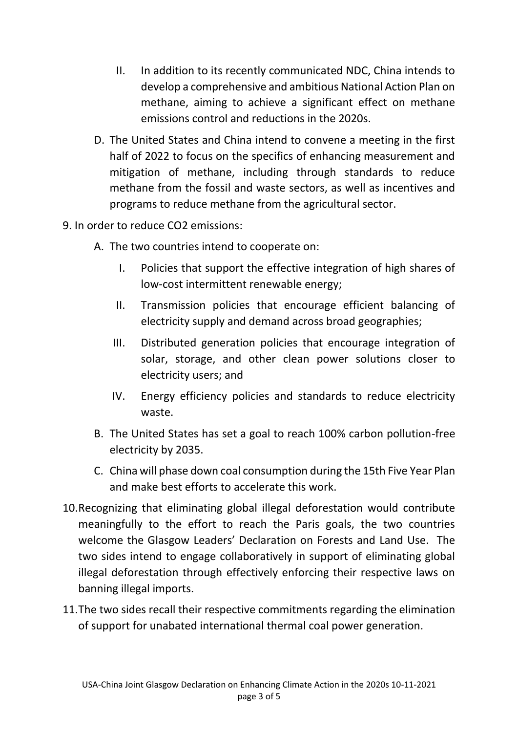II. In addition to its recently communicated NDC, China intends to develop a comprehensive and ambitious National Action Plan on methane, aiming to achieve a significant effect on methane emissions control and reductions in the 2020s.

D. The United States and China intend to convene a meeting in the first half of 2022 to focus on the specifics of enhancing measurement and mitigation of methane, including through standards to reduce methane from the fossil and waste sectors, as well as incentives and programs to reduce methane from the agricultural sector.

9. In order to reduce $CO_2$ emissions:

   A. The two countries intend to cooperate on:

      I. Policies that support the effective integration of high shares of low-cost intermittent renewable energy;

      II. Transmission policies that encourage efficient balancing of electricity supply and demand across broad geographies;

      III. Distributed generation policies that encourage integration of solar, storage, and other clean power solutions closer to electricity users; and

      IV. Energy efficiency policies and standards to reduce electricity waste.

   B. The United States has set a goal to reach 100% carbon pollution-free electricity by 2035.

   C. China will phase down coal consumption during the 15th Five Year Plan and make best efforts to accelerate this work.

10. Recognizing that eliminating global illegal deforestation would contribute meaningfully to the effort to reach the Paris goals, the two countries welcome the Glasgow Leaders' Declaration on Forests and Land Use. The two sides intend to engage collaboratively in support of eliminating global illegal deforestation through effectively enforcing their respective laws on banning illegal imports.

11. The two sides recall their respective commitments regarding the elimination of support for unabated international thermal coal power generation.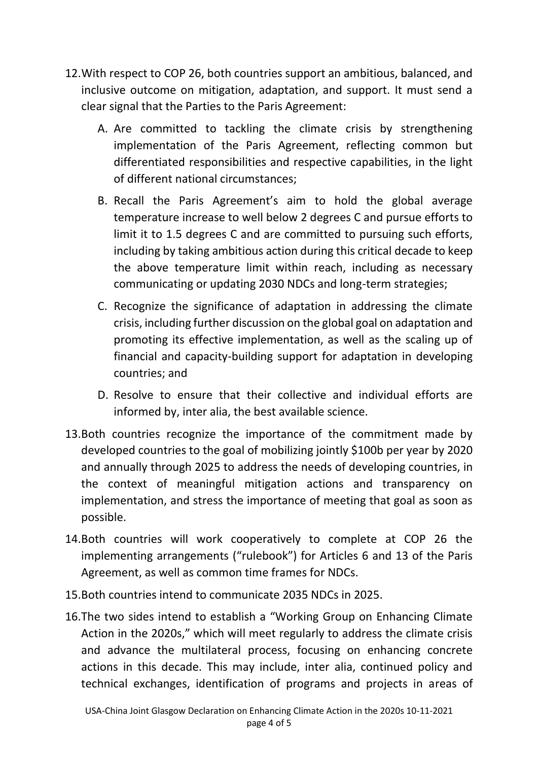12. With respect to COP 26, both countries support an ambitious, balanced, and inclusive outcome on mitigation, adaptation, and support. It must send a clear signal that the Parties to the Paris Agreement:

    A. Are committed to tackling the climate crisis by strengthening implementation of the Paris Agreement, reflecting common but differentiated responsibilities and respective capabilities, in the light of different national circumstances;

    B. Recall the Paris Agreement's aim to hold the global average temperature increase to well below 2 degrees C and pursue efforts to limit it to 1.5 degrees C and are committed to pursuing such efforts, including by taking ambitious action during this critical decade to keep the above temperature limit within reach, including as necessary communicating or updating 2030 NDCs and long-term strategies;

    C. Recognize the significance of adaptation in addressing the climate crisis, including further discussion on the global goal on adaptation and promoting its effective implementation, as well as the scaling up of financial and capacity-building support for adaptation in developing countries; and

    D. Resolve to ensure that their collective and individual efforts are informed by, inter alia, the best available science.

13. Both countries recognize the importance of the commitment made by developed countries to the goal of mobilizing jointly $100b per year by 2020 and annually through 2025 to address the needs of developing countries, in the context of meaningful mitigation actions and transparency on implementation, and stress the importance of meeting that goal as soon as possible.

14. Both countries will work cooperatively to complete at COP 26 the implementing arrangements ("rulebook") for Articles 6 and 13 of the Paris Agreement, as well as common time frames for NDCs.

15. Both countries intend to communicate 2035 NDCs in 2025.

16. The two sides intend to establish a "Working Group on Enhancing Climate Action in the 2020s," which will meet regularly to address the climate crisis and advance the multilateral process, focusing on enhancing concrete actions in this decade. This may include, inter alia, continued policy and technical exchanges, identification of programs and projects in areas of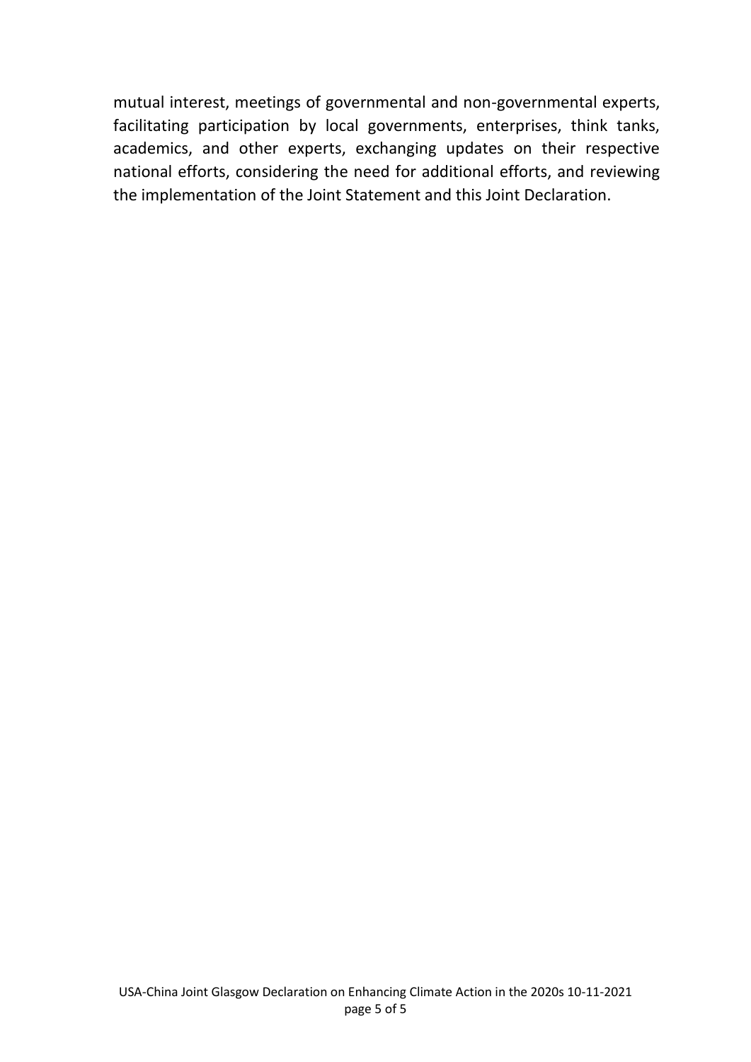mutual interest, meetings of governmental and non-governmental experts, facilitating participation by local governments, enterprises, think tanks, academics, and other experts, exchanging updates on their respective national efforts, considering the need for additional efforts, and reviewing the implementation of the Joint Statement and this Joint Declaration.